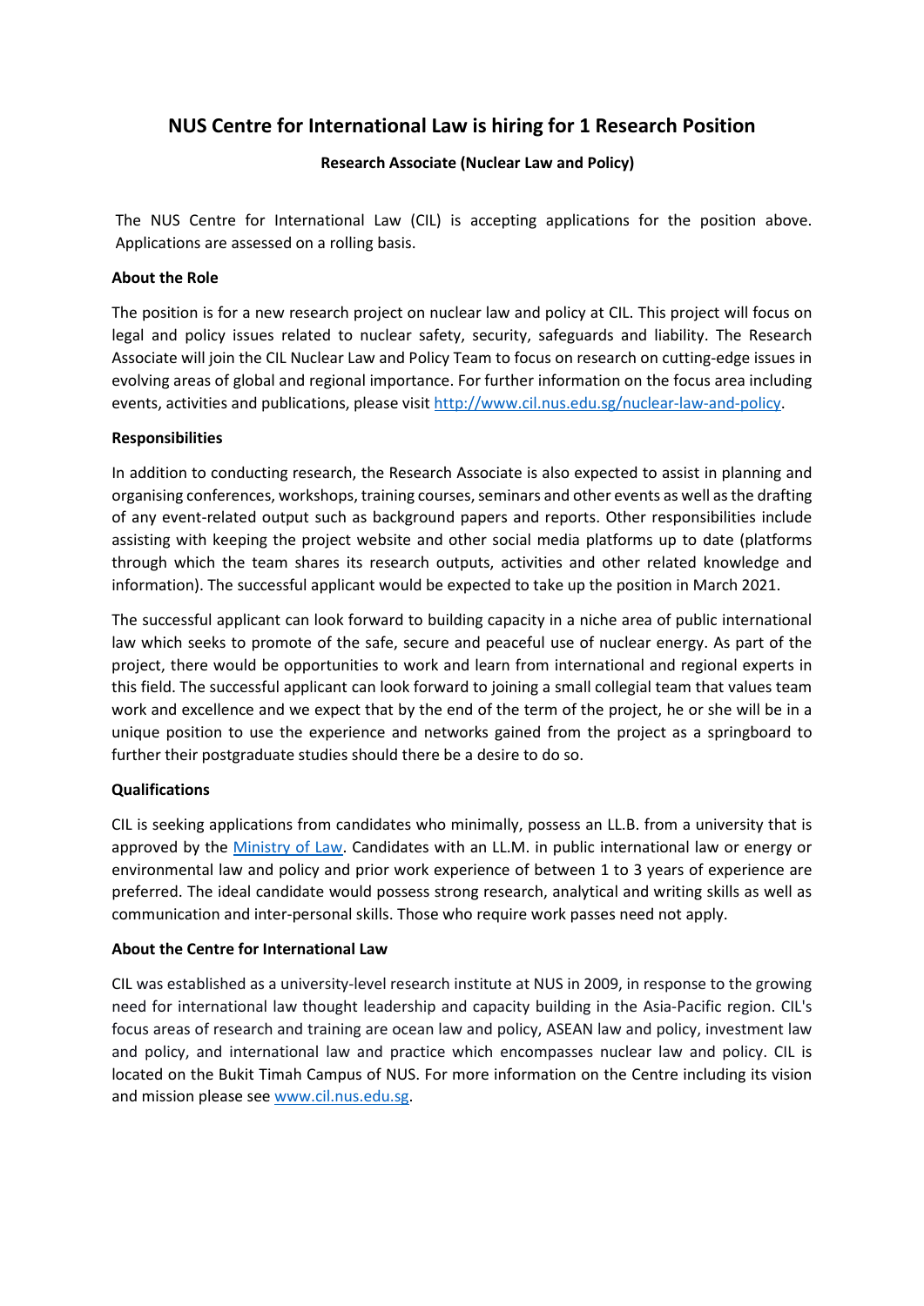# NUS Centre for International Law is hiring for 1 Research Position

### Research Associate (Nuclear Law and Policy)

The NUS Centre for International Law (CIL) is accepting applications for the position above. Applications are assessed on a rolling basis.

**About the Role**

The position is for a new research project on nuclear law and policy at CIL. This project will focus on legal and policy issues related to nuclear safety, security, safeguards and liability. The Research Associate will join the CIL Nuclear Law and Policy Team to focus on research on cutting-edge issues in evolving areas of global and regional importance. For further information on the focus area including events, activities and publications, please visit [http://www.cil.nus.edu.sg/nuclear-law-and-policy](http://www.cil.nus.edu.sg/nuclear-law-and-policy).

**Responsibilities**

In addition to conducting research, the Research Associate is also expected to assist in planning and organising conferences, workshops, training courses, seminars and other events as well as the drafting of any event-related output such as background papers and reports. Other responsibilities include assisting with keeping the project website and other social media platforms up to date (platforms through which the team shares its research outputs, activities and other related knowledge and information). The successful applicant would be expected to take up the position in March 2021.

The successful applicant can look forward to building capacity in a niche area of public international law which seeks to promote of the safe, secure and peaceful use of nuclear energy. As part of the project, there would be opportunities to work and learn from international and regional experts in this field. The successful applicant can look forward to joining a small collegial team that values team work and excellence and we expect that by the end of the term of the project, he or she will be in a unique position to use the experience and networks gained from the project as a springboard to further their postgraduate studies should there be a desire to do so.

**Qualifications**

CIL is seeking applications from candidates who minimally, possess an LL.B. from a university that is approved by the Ministry of Law. Candidates with an LL.M. in public international law or energy or environmental law and policy and prior work experience of between 1 to 3 years of experience are preferred. The ideal candidate would possess strong research, analytical and writing skills as well as communication and inter-personal skills. Those who require work passes need not apply.

**About the Centre for International Law**

CIL was established as a university-level research institute at NUS in 2009, in response to the growing need for international law thought leadership and capacity building in the Asia-Pacific region. CIL's focus areas of research and training are ocean law and policy, ASEAN law and policy, investment law and policy, and international law and practice which encompasses nuclear law and policy. CIL is located on the Bukit Timah Campus of NUS. For more information on the Centre including its vision and mission please see [www.cil.nus.edu.sg](http://www.cil.nus.edu.sg).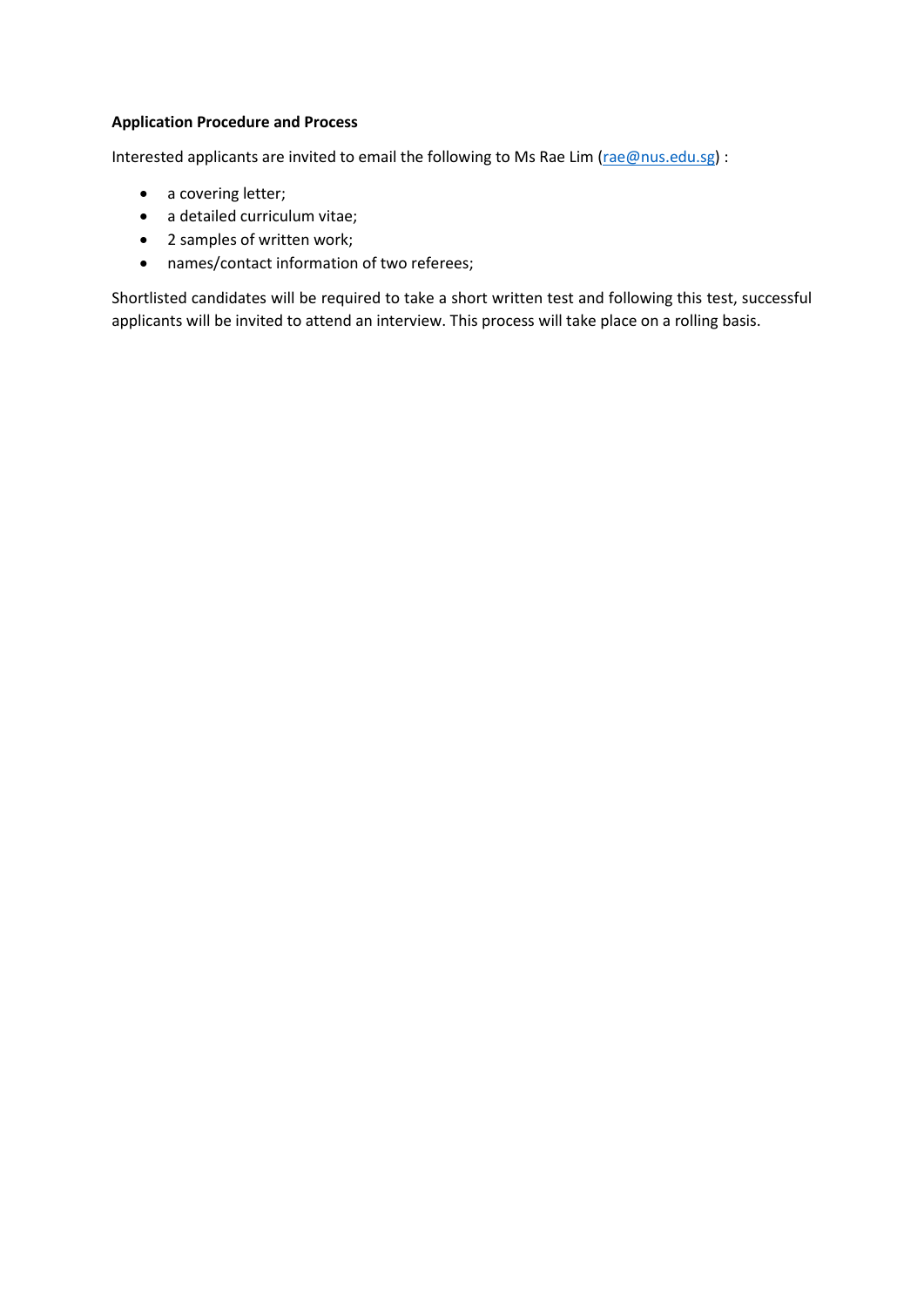**Application Procedure and Process**

Interested applicants are invited to email the following to Ms Rae Lim (rae@nus.edu.sg) :

- a covering letter;
- a detailed curriculum vitae;
- 2 samples of written work;
- names/contact information of two referees;

Shortlisted candidates will be required to take a short written test and following this test, successful applicants will be invited to attend an interview. This process will take place on a rolling basis.